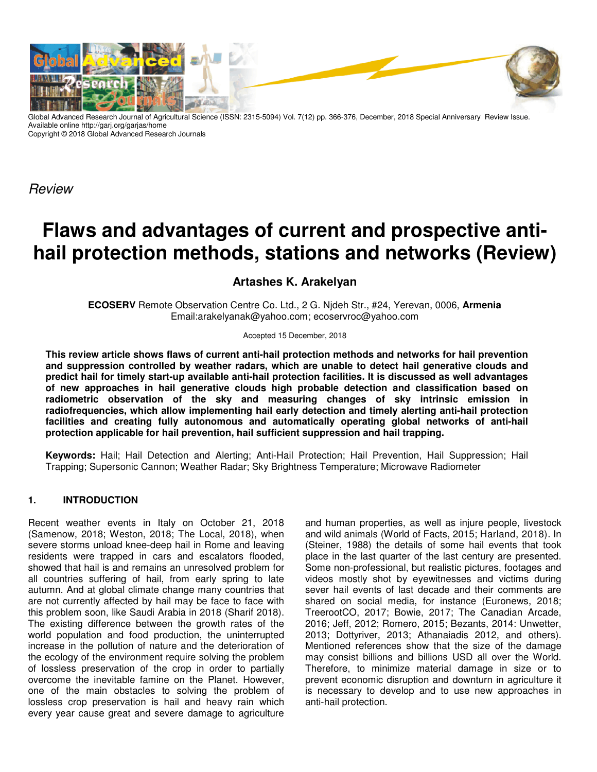Global Advanced Research Journal of Agricultural Science (ISSN: 2315-5094) Vol. 7(12) pp. 366-376, December, 2018 Special Anniversary Review Issue.
Available online http://garj.org/garjas/home
Copyright © 2018 Global Advanced Research Journals

*Review*

# Flaws and advantages of current and prospective anti-hail protection methods, stations and networks (Review)

**Artashes K. Arakelyan**

**ECOSERV** Remote Observation Centre Co. Ltd., 2 G. Njdeh Str., #24, Yerevan, 0006, **Armenia**
Email:arakelyanak@yahoo.com; ecoservroc@yahoo.com

Accepted 15 December, 2018

**This review article shows flaws of current anti-hail protection methods and networks for hail prevention and suppression controlled by weather radars, which are unable to detect hail generative clouds and predict hail for timely start-up available anti-hail protection facilities. It is discussed as well advantages of new approaches in hail generative clouds high probable detection and classification based on radiometric observation of the sky and measuring changes of sky intrinsic emission in radiofrequencies, which allow implementing hail early detection and timely alerting anti-hail protection facilities and creating fully autonomous and automatically operating global networks of anti-hail protection applicable for hail prevention, hail sufficient suppression and hail trapping.**

**Keywords:** Hail; Hail Detection and Alerting; Anti-Hail Protection; Hail Prevention, Hail Suppression; Hail Trapping; Supersonic Cannon; Weather Radar; Sky Brightness Temperature; Microwave Radiometer

## 1. INTRODUCTION

Recent weather events in Italy on October 21, 2018 (Samenow, 2018; Weston, 2018; The Local, 2018), when severe storms unload knee-deep hail in Rome and leaving residents were trapped in cars and escalators flooded, showed that hail is and remains an unresolved problem for all countries suffering of hail, from early spring to late autumn. And at global climate change many countries that are not currently affected by hail may be face to face with this problem soon, like Saudi Arabia in 2018 (Sharif 2018). The existing difference between the growth rates of the world population and food production, the uninterrupted increase in the pollution of nature and the deterioration of the ecology of the environment require solving the problem of lossless preservation of the crop in order to partially overcome the inevitable famine on the Planet. However, one of the main obstacles to solving the problem of lossless crop preservation is hail and heavy rain which every year cause great and severe damage to agriculture and human properties, as well as injure people, livestock and wild animals (World of Facts, 2015; Harland, 2018). In (Steiner, 1988) the details of some hail events that took place in the last quarter of the last century are presented. Some non-professional, but realistic pictures, footages and videos mostly shot by eyewitnesses and victims during sever hail events of last decade and their comments are shared on social media, for instance (Euronews, 2018; TreerootCO, 2017; Bowie, 2017; The Canadian Arcade, 2016; Jeff, 2012; Romero, 2015; Bezants, 2014: Unwetter, 2013; Dottyriver, 2013; Athanaiadis 2012, and others). Mentioned references show that the size of the damage may consist billions and billions USD all over the World. Therefore, to minimize material damage in size or to prevent economic disruption and downturn in agriculture it is necessary to develop and to use new approaches in anti-hail protection.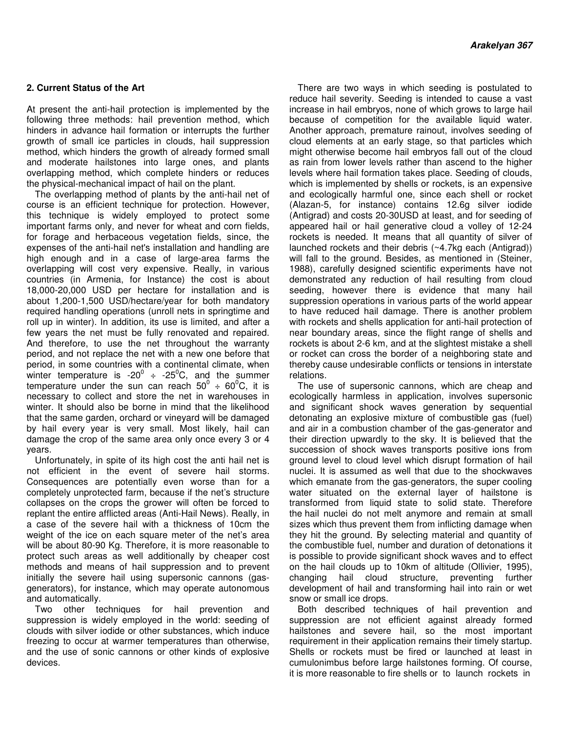## 2. Current Status of the Art

At present the anti-hail protection is implemented by the following three methods: hail prevention method, which hinders in advance hail formation or interrupts the further growth of small ice particles in clouds, hail suppression method, which hinders the growth of already formed small and moderate hailstones into large ones, and plants overlapping method, which complete hinders or reduces the physical-mechanical impact of hail on the plant.

The overlapping method of plants by the anti-hail net of course is an efficient technique for protection. However, this technique is widely employed to protect some important farms only, and never for wheat and corn fields, for forage and herbaceous vegetation fields, since, the expenses of the anti-hail net's installation and handling are high enough and in a case of large-area farms the overlapping will cost very expensive. Really, in various countries (in Armenia, for Instance) the cost is about 18,000-20,000 USD per hectare for installation and is about 1,200-1,500 USD/hectare/year for both mandatory required handling operations (unroll nets in springtime and roll up in winter). In addition, its use is limited, and after a few years the net must be fully renovated and repaired. And therefore, to use the net throughout the warranty period, and not replace the net with a new one before that period, in some countries with a continental climate, when winter temperature is $-20^0 \div -25^0$C, and the summer temperature under the sun can reach $50^0 \div 60^0$C, it is necessary to collect and store the net in warehouses in winter. It should also be borne in mind that the likelihood that the same garden, orchard or vineyard will be damaged by hail every year is very small. Most likely, hail can damage the crop of the same area only once every 3 or 4 years.

Unfortunately, in spite of its high cost the anti hail net is not efficient in the event of severe hail storms. Consequences are potentially even worse than for a completely unprotected farm, because if the net's structure collapses on the crops the grower will often be forced to replant the entire afflicted areas (Anti-Hail News). Really, in a case of the severe hail with a thickness of 10cm the weight of the ice on each square meter of the net's area will be about 80-90 Kg. Therefore, it is more reasonable to protect such areas as well additionally by cheaper cost methods and means of hail suppression and to prevent initially the severe hail using supersonic cannons (gas-generators), for instance, which may operate autonomous and automatically.

Two other techniques for hail prevention and suppression is widely employed in the world: seeding of clouds with silver iodide or other substances, which induce freezing to occur at warmer temperatures than otherwise, and the use of sonic cannons or other kinds of explosive devices.

There are two ways in which seeding is postulated to reduce hail severity. Seeding is intended to cause a vast increase in hail embryos, none of which grows to large hail because of competition for the available liquid water. Another approach, premature rainout, involves seeding of cloud elements at an early stage, so that particles which might otherwise become hail embryos fall out of the cloud as rain from lower levels rather than ascend to the higher levels where hail formation takes place. Seeding of clouds, which is implemented by shells or rockets, is an expensive and ecologically harmful one, since each shell or rocket (Alazan-5, for instance) contains 12.6g silver iodide (Antigrad) and costs 20-30USD at least, and for seeding of appeared hail or hail generative cloud a volley of 12-24 rockets is needed. It means that all quantity of silver of launched rockets and their debris (~4.7kg each (Antigrad)) will fall to the ground. Besides, as mentioned in (Steiner, 1988), carefully designed scientific experiments have not demonstrated any reduction of hail resulting from cloud seeding, however there is evidence that many hail suppression operations in various parts of the world appear to have reduced hail damage. There is another problem with rockets and shells application for anti-hail protection of near boundary areas, since the flight range of shells and rockets is about 2-6 km, and at the slightest mistake a shell or rocket can cross the border of a neighboring state and thereby cause undesirable conflicts or tensions in interstate relations.

The use of supersonic cannons, which are cheap and ecologically harmless in application, involves supersonic and significant shock waves generation by sequential detonating an explosive mixture of combustible gas (fuel) and air in a combustion chamber of the gas-generator and their direction upwardly to the sky. It is believed that the succession of shock waves transports positive ions from ground level to cloud level which disrupt formation of hail nuclei. It is assumed as well that due to the shockwaves which emanate from the gas-generators, the super cooling water situated on the external layer of hailstone is transformed from liquid state to solid state. Therefore the hail nuclei do not melt anymore and remain at small sizes which thus prevent them from inflicting damage when they hit the ground. By selecting material and quantity of the combustible fuel, number and duration of detonations it is possible to provide significant shock waves and to effect on the hail clouds up to 10km of altitude (Ollivier, 1995), changing hail cloud structure, preventing further development of hail and transforming hail into rain or wet snow or small ice drops.

Both described techniques of hail prevention and suppression are not efficient against already formed hailstones and severe hail, so the most important requirement in their application remains their timely startup. Shells or rockets must be fired or launched at least in cumulonimbus before large hailstones forming. Of course, it is more reasonable to fire shells or to launch rockets in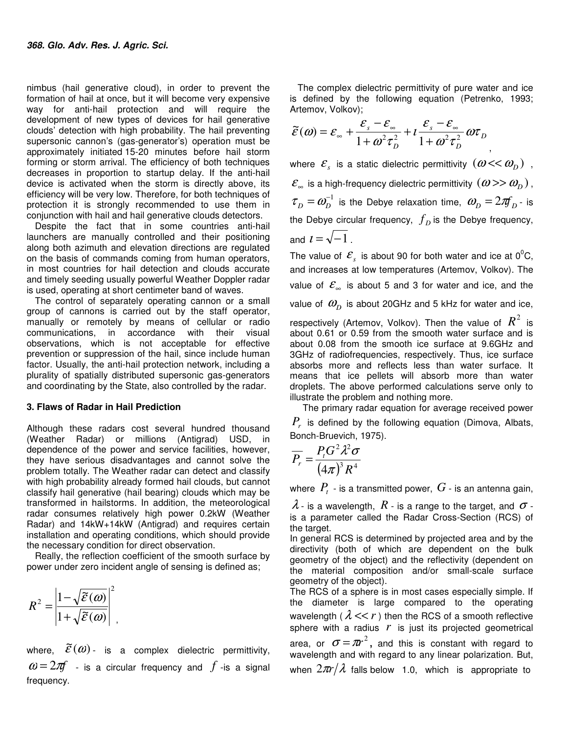nimbus (hail generative cloud), in order to prevent the formation of hail at once, but it will become very expensive way for anti-hail protection and will require the development of new types of devices for hail generative clouds' detection with high probability. The hail preventing supersonic cannon's (gas-generator's) operation must be approximately initiated 15-20 minutes before hail storm forming or storm arrival. The efficiency of both techniques decreases in proportion to startup delay. If the anti-hail device is activated when the storm is directly above, its efficiency will be very low. Therefore, for both techniques of protection it is strongly recommended to use them in conjunction with hail and hail generative clouds detectors.

Despite the fact that in some countries anti-hail launchers are manually controlled and their positioning along both azimuth and elevation directions are regulated on the basis of commands coming from human operators, in most countries for hail detection and clouds accurate and timely seeding usually powerful Weather Doppler radar is used, operating at short centimeter band of waves.

The control of separately operating cannon or a small group of cannons is carried out by the staff operator, manually or remotely by means of cellular or radio communications, in accordance with their visual observations, which is not acceptable for effective prevention or suppression of the hail, since include human factor. Usually, the anti-hail protection network, including a plurality of spatially distributed supersonic gas-generators and coordinating by the State, also controlled by the radar.

### 3. Flaws of Radar in Hail Prediction

Although these radars cost several hundred thousand (Weather Radar) or millions (Antigrad) USD, in dependence of the power and service facilities, however, they have serious disadvantages and cannot solve the problem totally. The Weather radar can detect and classify with high probability already formed hail clouds, but cannot classify hail generative (hail bearing) clouds which may be transformed in hailstorms. In addition, the meteorological radar consumes relatively high power 0.2kW (Weather Radar) and 14kW+14kW (Antigrad) and requires certain installation and operating conditions, which should provide the necessary condition for direct observation.

Really, the reflection coefficient of the smooth surface by power under zero incident angle of sensing is defined as;

$$R^2 = \left| \frac{1-\sqrt{\tilde{\varepsilon}(\omega)}}{1+\sqrt{\tilde{\varepsilon}(\omega)}} \right|^2 ,$$

where, $\tilde{\varepsilon}(\omega)$ - is a complex dielectric permittivity, $\omega = 2\pi f$ - is a circular frequency and $f$ -is a signal frequency.

The complex dielectric permittivity of pure water and ice is defined by the following equation (Petrenko, 1993; Artemov, Volkov);

$$\tilde{\varepsilon}(\omega) = \varepsilon_\infty + \frac{\varepsilon_s - \varepsilon_\infty}{1+\omega^2\tau_D^2} + \iota \frac{\varepsilon_s - \varepsilon_\infty}{1+\omega^2\tau_D^2}\omega\tau_D ,$$

where $\varepsilon_s$ is a static dielectric permittivity $(\omega << \omega_D)$ , $\varepsilon_\infty$ is a high-frequency dielectric permittivity $(\omega >> \omega_D)$ , $\tau_D = \omega_D^{-1}$ is the Debye relaxation time, $\omega_D = 2\pi f_D$ - is the Debye circular frequency, $f_D$ is the Debye frequency, and $\iota = \sqrt{-1}$ .

The value of $\varepsilon_s$ is about 90 for both water and ice at $0^0$C, and increases at low temperatures (Artemov, Volkov). The value of $\varepsilon_\infty$ is about 5 and 3 for water and ice, and the value of $\omega_D$ is about 20GHz and 5 kHz for water and ice, respectively (Artemov, Volkov). Then the value of $R^2$ is about 0.61 or 0.59 from the smooth water surface and is about 0.08 from the smooth ice surface at 9.6GHz and 3GHz of radiofrequencies, respectively. Thus, ice surface absorbs more and reflects less than water surface. It means that ice pellets will absorb more than water droplets. The above performed calculations serve only to illustrate the problem and nothing more.

The primary radar equation for average received power $P_r$ is defined by the following equation (Dimova, Albats, Bonch-Bruevich, 1975).

$$\overline{P_r} = \frac{P_t G^2 \lambda^2 \sigma}{(4\pi)^3 R^4}$$

where $P_t$ - is a transmitted power, $G$ - is an antenna gain, $\lambda$ - is a wavelength, $R$ - is a range to the target, and $\sigma$ - is a parameter called the Radar Cross-Section (RCS) of the target.

In general RCS is determined by projected area and by the directivity (both of which are dependent on the bulk geometry of the object) and the reflectivity (dependent on the material composition and/or small-scale surface geometry of the object).

The RCS of a sphere is in most cases especially simple. If the diameter is large compared to the operating wavelength ($\lambda << r$) then the RCS of a smooth reflective sphere with a radius $r$ is just its projected geometrical area, or $\sigma = \pi r^2$, and this is constant with regard to wavelength and with regard to any linear polarization. But, when $2\pi r/\lambda$ falls below 1.0, which is appropriate to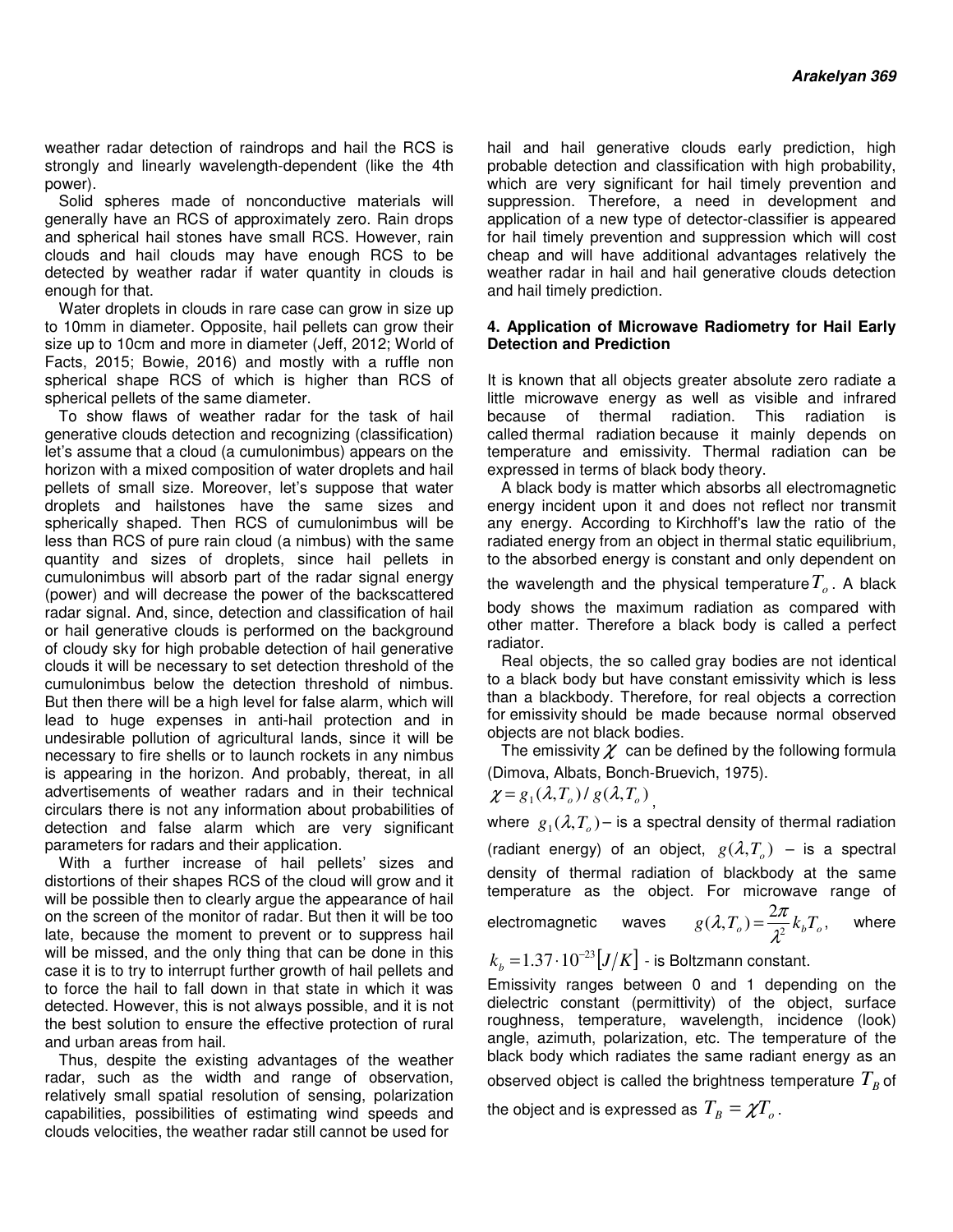weather radar detection of raindrops and hail the RCS is strongly and linearly wavelength-dependent (like the 4th power).

Solid spheres made of nonconductive materials will generally have an RCS of approximately zero. Rain drops and spherical hail stones have small RCS. However, rain clouds and hail clouds may have enough RCS to be detected by weather radar if water quantity in clouds is enough for that.

Water droplets in clouds in rare case can grow in size up to 10mm in diameter. Opposite, hail pellets can grow their size up to 10cm and more in diameter (Jeff, 2012; World of Facts, 2015; Bowie, 2016) and mostly with a ruffle non spherical shape RCS of which is higher than RCS of spherical pellets of the same diameter.

To show flaws of weather radar for the task of hail generative clouds detection and recognizing (classification) let's assume that a cloud (a cumulonimbus) appears on the horizon with a mixed composition of water droplets and hail pellets of small size. Moreover, let's suppose that water droplets and hailstones have the same sizes and spherically shaped. Then RCS of cumulonimbus will be less than RCS of pure rain cloud (a nimbus) with the same quantity and sizes of droplets, since hail pellets in cumulonimbus will absorb part of the radar signal energy (power) and will decrease the power of the backscattered radar signal. And, since, detection and classification of hail or hail generative clouds is performed on the background of cloudy sky for high probable detection of hail generative clouds it will be necessary to set detection threshold of the cumulonimbus below the detection threshold of nimbus. But then there will be a high level for false alarm, which will lead to huge expenses in anti-hail protection and in undesirable pollution of agricultural lands, since it will be necessary to fire shells or to launch rockets in any nimbus is appearing in the horizon. And probably, thereat, in all advertisements of weather radars and in their technical circulars there is not any information about probabilities of detection and false alarm which are very significant parameters for radars and their application.

With a further increase of hail pellets' sizes and distortions of their shapes RCS of the cloud will grow and it will be possible then to clearly argue the appearance of hail on the screen of the monitor of radar. But then it will be too late, because the moment to prevent or to suppress hail will be missed, and the only thing that can be done in this case it is to try to interrupt further growth of hail pellets and to force the hail to fall down in that state in which it was detected. However, this is not always possible, and it is not the best solution to ensure the effective protection of rural and urban areas from hail.

Thus, despite the existing advantages of the weather radar, such as the width and range of observation, relatively small spatial resolution of sensing, polarization capabilities, possibilities of estimating wind speeds and clouds velocities, the weather radar still cannot be used for hail and hail generative clouds early prediction, high probable detection and classification with high probability, which are very significant for hail timely prevention and suppression. Therefore, a need in development and application of a new type of detector-classifier is appeared for hail timely prevention and suppression which will cost cheap and will have additional advantages relatively the weather radar in hail and hail generative clouds detection and hail timely prediction.

#### 4. Application of Microwave Radiometry for Hail Early Detection and Prediction

It is known that all objects greater absolute zero radiate a little microwave energy as well as visible and infrared because of thermal radiation. This radiation is called thermal radiation because it mainly depends on temperature and emissivity. Thermal radiation can be expressed in terms of black body theory.

A black body is matter which absorbs all electromagnetic energy incident upon it and does not reflect nor transmit any energy. According to Kirchhoff's law the ratio of the radiated energy from an object in thermal static equilibrium, to the absorbed energy is constant and only dependent on the wavelength and the physical temperature $T_o$. A black body shows the maximum radiation as compared with other matter. Therefore a black body is called a perfect radiator.

Real objects, the so called gray bodies are not identical to a black body but have constant emissivity which is less than a blackbody. Therefore, for real objects a correction for emissivity should be made because normal observed objects are not black bodies.

The emissivity $\chi$ can be defined by the following formula (Dimova, Albats, Bonch-Bruevich, 1975).

$$\chi = g_1(\lambda, T_o) / g(\lambda, T_o),$$

where $g_1(\lambda, T_o)$ – is a spectral density of thermal radiation (radiant energy) of an object, $g(\lambda, T_o)$ – is a spectral density of thermal radiation of blackbody at the same temperature as the object. For microwave range of electromagnetic waves $g(\lambda, T_o) = \dfrac{2\pi}{\lambda^2} k_b T_o$, where $k_b = 1.37 \cdot 10^{-23} [J/K]$ - is Boltzmann constant.

Emissivity ranges between 0 and 1 depending on the dielectric constant (permittivity) of the object, surface roughness, temperature, wavelength, incidence (look) angle, azimuth, polarization, etc. The temperature of the black body which radiates the same radiant energy as an observed object is called the brightness temperature $T_B$ of the object and is expressed as $T_B = \chi T_o$.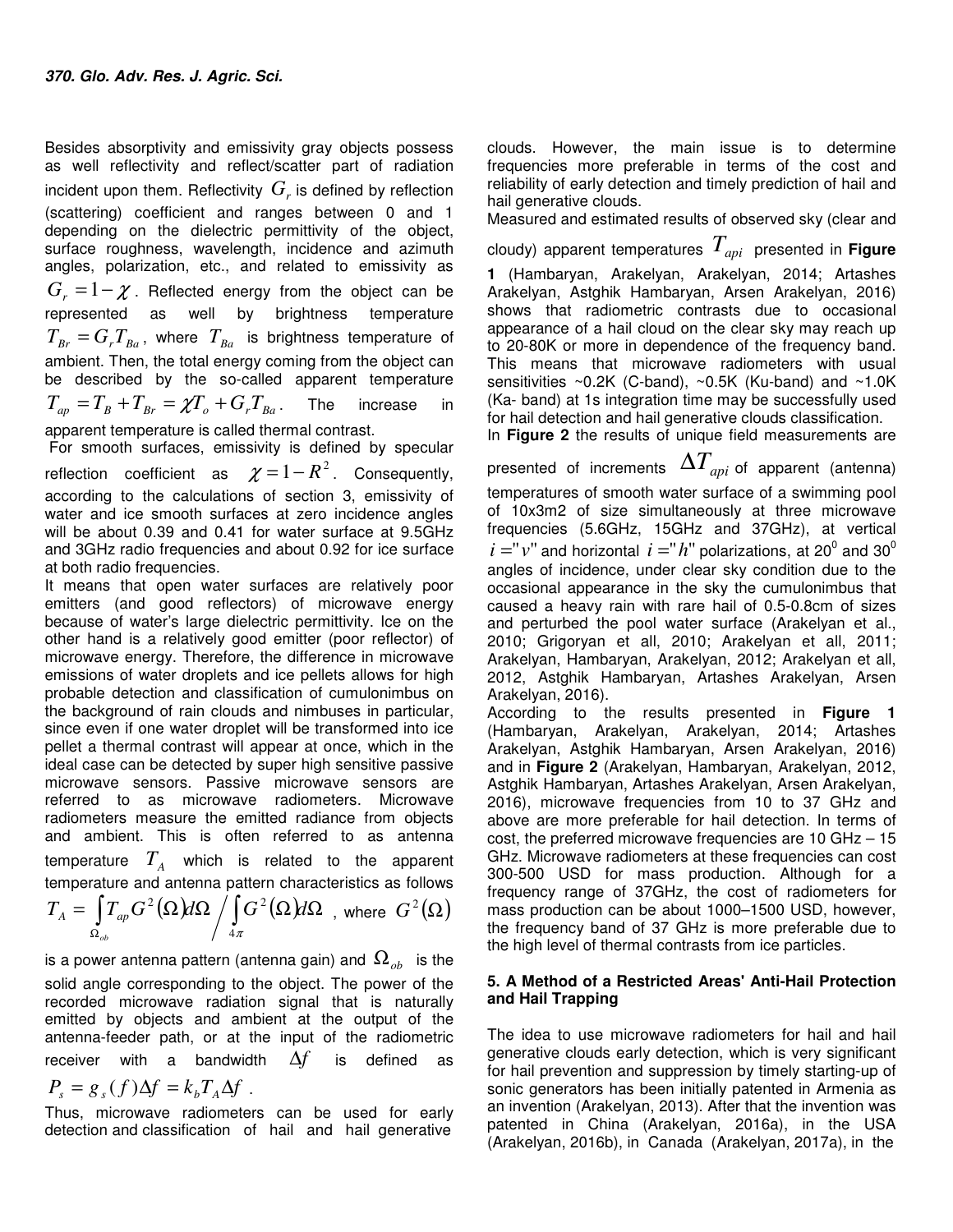Besides absorptivity and emissivity gray objects possess as well reflectivity and reflect/scatter part of radiation incident upon them. Reflectivity $G_r$ is defined by reflection (scattering) coefficient and ranges between 0 and 1 depending on the dielectric permittivity of the object, surface roughness, wavelength, incidence and azimuth angles, polarization, etc., and related to emissivity as $G_r = 1 - \chi$. Reflected energy from the object can be represented as well by brightness temperature $T_{Br} = G_r T_{Ba}$, where $T_{Ba}$ is brightness temperature of ambient. Then, the total energy coming from the object can be described by the so-called apparent temperature $T_{ap} = T_B + T_{Br} = \chi T_o + G_r T_{Ba}$. The increase in apparent temperature is called thermal contrast.

For smooth surfaces, emissivity is defined by specular reflection coefficient as $\chi = 1 - R^2$. Consequently, according to the calculations of section 3, emissivity of water and ice smooth surfaces at zero incidence angles will be about 0.39 and 0.41 for water surface at 9.5GHz and 3GHz radio frequencies and about 0.92 for ice surface at both radio frequencies.

It means that open water surfaces are relatively poor emitters (and good reflectors) of microwave energy because of water's large dielectric permittivity. Ice on the other hand is a relatively good emitter (poor reflector) of microwave energy. Therefore, the difference in microwave emissions of water droplets and ice pellets allows for high probable detection and classification of cumulonimbus on the background of rain clouds and nimbuses in particular, since even if one water droplet will be transformed into ice pellet a thermal contrast will appear at once, which in the ideal case can be detected by super high sensitive passive microwave sensors. Passive microwave sensors are referred to as microwave radiometers. Microwave radiometers measure the emitted radiance from objects and ambient. This is often referred to as antenna temperature $T_A$ which is related to the apparent temperature and antenna pattern characteristics as follows

$$T_A = \int_{\Omega_{ob}} T_{ap} G^2(\Omega) d\Omega \Bigg/ \int_{4\pi} G^2(\Omega) d\Omega$$

, where $G^2(\Omega)$ is a power antenna pattern (antenna gain) and $\Omega_{ob}$ is the solid angle corresponding to the object. The power of the recorded microwave radiation signal that is naturally emitted by objects and ambient at the output of the antenna-feeder path, or at the input of the radiometric receiver with a bandwidth $\Delta f$ is defined as $P_s = g_s(f)\Delta f = k_b T_A \Delta f$.

Thus, microwave radiometers can be used for early detection and classification of hail and hail generative clouds. However, the main issue is to determine frequencies more preferable in terms of the cost and reliability of early detection and timely prediction of hail and hail generative clouds.

Measured and estimated results of observed sky (clear and cloudy) apparent temperatures $T_{api}$ presented in **Figure 1** (Hambaryan, Arakelyan, Arakelyan, 2014; Artashes Arakelyan, Astghik Hambaryan, Arsen Arakelyan, 2016) shows that radiometric contrasts due to occasional appearance of a hail cloud on the clear sky may reach up to 20-80K or more in dependence of the frequency band. This means that microwave radiometers with usual sensitivities ~0.2K (C-band), ~0.5K (Ku-band) and ~1.0K (Ka- band) at 1s integration time may be successfully used for hail detection and hail generative clouds classification.

In **Figure 2** the results of unique field measurements are presented of increments $\Delta T_{api}$ of apparent (antenna) temperatures of smooth water surface of a swimming pool of 10x3m2 of size simultaneously at three microwave frequencies (5.6GHz, 15GHz and 37GHz), at vertical $i = "v"$ and horizontal $i = "h"$ polarizations, at 20$^0$ and 30$^0$ angles of incidence, under clear sky condition due to the occasional appearance in the sky the cumulonimbus that caused a heavy rain with rare hail of 0.5-0.8cm of sizes and perturbed the pool water surface (Arakelyan et al., 2010; Grigoryan et all, 2010; Arakelyan et all, 2011; Arakelyan, Hambaryan, Arakelyan, 2012; Arakelyan et all, 2012, Astghik Hambaryan, Artashes Arakelyan, Arsen Arakelyan, 2016).

According to the results presented in **Figure 1** (Hambaryan, Arakelyan, Arakelyan, 2014; Artashes Arakelyan, Astghik Hambaryan, Arsen Arakelyan, 2016) and in **Figure 2** (Arakelyan, Hambaryan, Arakelyan, 2012, Astghik Hambaryan, Artashes Arakelyan, Arsen Arakelyan, 2016), microwave frequencies from 10 to 37 GHz and above are more preferable for hail detection. In terms of cost, the preferred microwave frequencies are 10 GHz – 15 GHz. Microwave radiometers at these frequencies can cost 300-500 USD for mass production. Although for a frequency range of 37GHz, the cost of radiometers for mass production can be about 1000–1500 USD, however, the frequency band of 37 GHz is more preferable due to the high level of thermal contrasts from ice particles.

## 5. A Method of a Restricted Areas' Anti-Hail Protection and Hail Trapping

The idea to use microwave radiometers for hail and hail generative clouds early detection, which is very significant for hail prevention and suppression by timely starting-up of sonic generators has been initially patented in Armenia as an invention (Arakelyan, 2013). After that the invention was patented in China (Arakelyan, 2016a), in the USA (Arakelyan, 2016b), in Canada (Arakelyan, 2017a), in the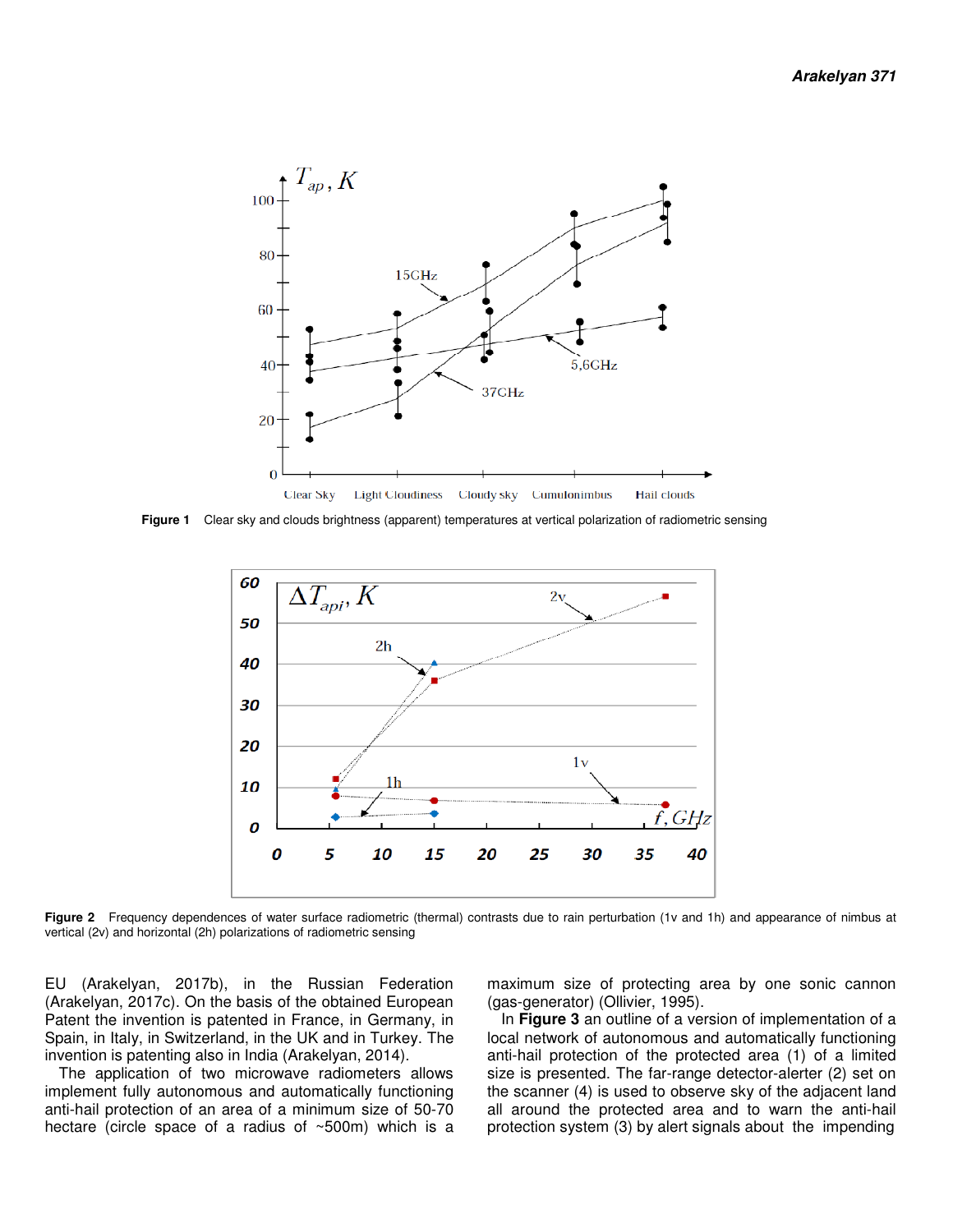$T_{ap}, K$

100

80

60

40

20

0

15GHz

5,6GHz

37GHz

Clear Sky

Light Cloudiness

Cloudy sky

Cumulonimbus

Hail clouds

**Figure 1** Clear sky and clouds brightness (apparent) temperatures at vertical polarization of radiometric sensing

60

50

40

30

20

10

0

$\Delta T_{api}, K$

2v

2h

1v

1h

$f, GHz$

0 5 10 15 20 25 30 35 40

**Figure 2** Frequency dependences of water surface radiometric (thermal) contrasts due to rain perturbation (1v and 1h) and appearance of nimbus at vertical (2v) and horizontal (2h) polarizations of radiometric sensing

EU (Arakelyan, 2017b), in the Russian Federation (Arakelyan, 2017c). On the basis of the obtained European Patent the invention is patented in France, in Germany, in Spain, in Italy, in Switzerland, in the UK and in Turkey. The invention is patenting also in India (Arakelyan, 2014).

The application of two microwave radiometers allows implement fully autonomous and automatically functioning anti-hail protection of an area of a minimum size of 50-70 hectare (circle space of a radius of ~500m) which is a maximum size of protecting area by one sonic cannon (gas-generator) (Ollivier, 1995).

In **Figure 3** an outline of implementation of a version of implementation of a local network of autonomous and automatically functioning anti-hail protection of the protected area (1) of a limited size is presented. The far-range detector-alerter (2) set on the scanner (4) is used to observe sky of the adjacent land all around the protected area and to warn the anti-hail protection system (3) by alert signals about the impending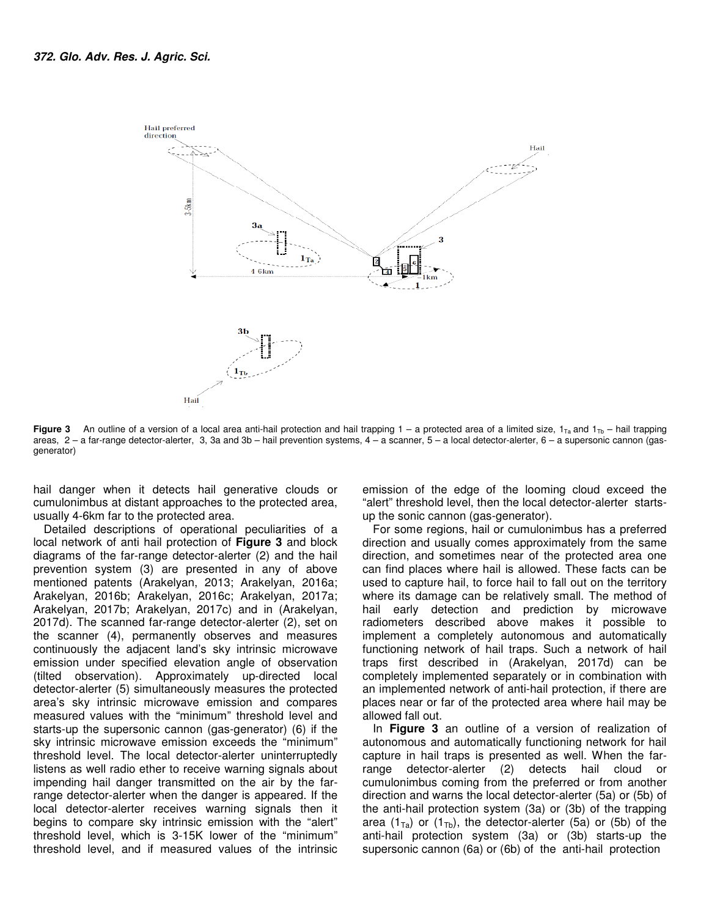Hail preferred direction

Hail

3-5km

3a

$1_{Ta}$

4-6km

3

2

4

5

6

1km

1

3b

$1_{Tb}$

Hail

**Figure 3** An outline of a version of a local area anti-hail protection and hail trapping 1 – a protected area of a limited size, $1_{Ta}$ and $1_{Tb}$ – hail trapping areas, 2 – a far-range detector-alerter, 3, 3a and 3b – hail prevention systems, 4 – a scanner, 5 – a local detector-alerter, 6 – a supersonic cannon (gas-generator)

hail danger when it detects hail generative clouds or cumulonimbus at distant approaches to the protected area, usually 4-6km far to the protected area.

Detailed descriptions of operational peculiarities of a local network of anti hail protection of **Figure 3** and block diagrams of the far-range detector-alerter (2) and the hail prevention system (3) are presented in any of above mentioned patents (Arakelyan, 2013; Arakelyan, 2016a; Arakelyan, 2016b; Arakelyan, 2016c; Arakelyan, 2017a; Arakelyan, 2017b; Arakelyan, 2017c) and in (Arakelyan, 2017d). The scanned far-range detector-alerter (2), set on the scanner (4), permanently observes and measures continuously the adjacent land's sky intrinsic microwave emission under specified elevation angle of observation (tilted observation). Approximately up-directed local detector-alerter (5) simultaneously measures the protected area's sky intrinsic microwave emission and compares measured values with the "minimum" threshold level and starts-up the supersonic cannon (gas-generator) (6) if the sky intrinsic microwave emission exceeds the "minimum" threshold level. The local detector-alerter uninterruptedly listens as well radio ether to receive warning signals about impending hail danger transmitted on the air by the far-range detector-alerter when the danger is appeared. If the local detector-alerter receives warning signals then it begins to compare sky intrinsic emission with the "alert" threshold level, which is 3-15K lower of the "minimum" threshold level, and if measured values of the intrinsic emission of the edge of the looming cloud exceed the "alert" threshold level, then the local detector-alerter starts-up the sonic cannon (gas-generator).

For some regions, hail or cumulonimbus has a preferred direction and usually comes approximately from the same direction, and sometimes near of the protected area one can find places where hail is allowed. These facts can be used to capture hail, to force hail to fall out on the territory where its damage can be relatively small. The method of hail early detection and prediction by microwave radiometers described above makes it possible to implement a completely autonomous and automatically functioning network of hail traps. Such a network of hail traps first described in (Arakelyan, 2017d) can be completely implemented separately or in combination with an implemented network of anti-hail protection, if there are places near or far of the protected area where hail may be allowed fall out.

In **Figure 3** an outline of a version of realization of autonomous and automatically functioning network for hail capture in hail traps is presented as well. When the far-range detector-alerter (2) detects hail cloud or cumulonimbus coming from the preferred or from another direction and warns the local detector-alerter (5a) or (5b) of the anti-hail protection system (3a) or (3b) of the trapping area ($1_{Ta}$) or ($1_{Tb}$), the detector-alerter (5a) or (5b) of the anti-hail protection system (3a) or (3b) starts-up the supersonic cannon (6a) or (6b) of the anti-hail protection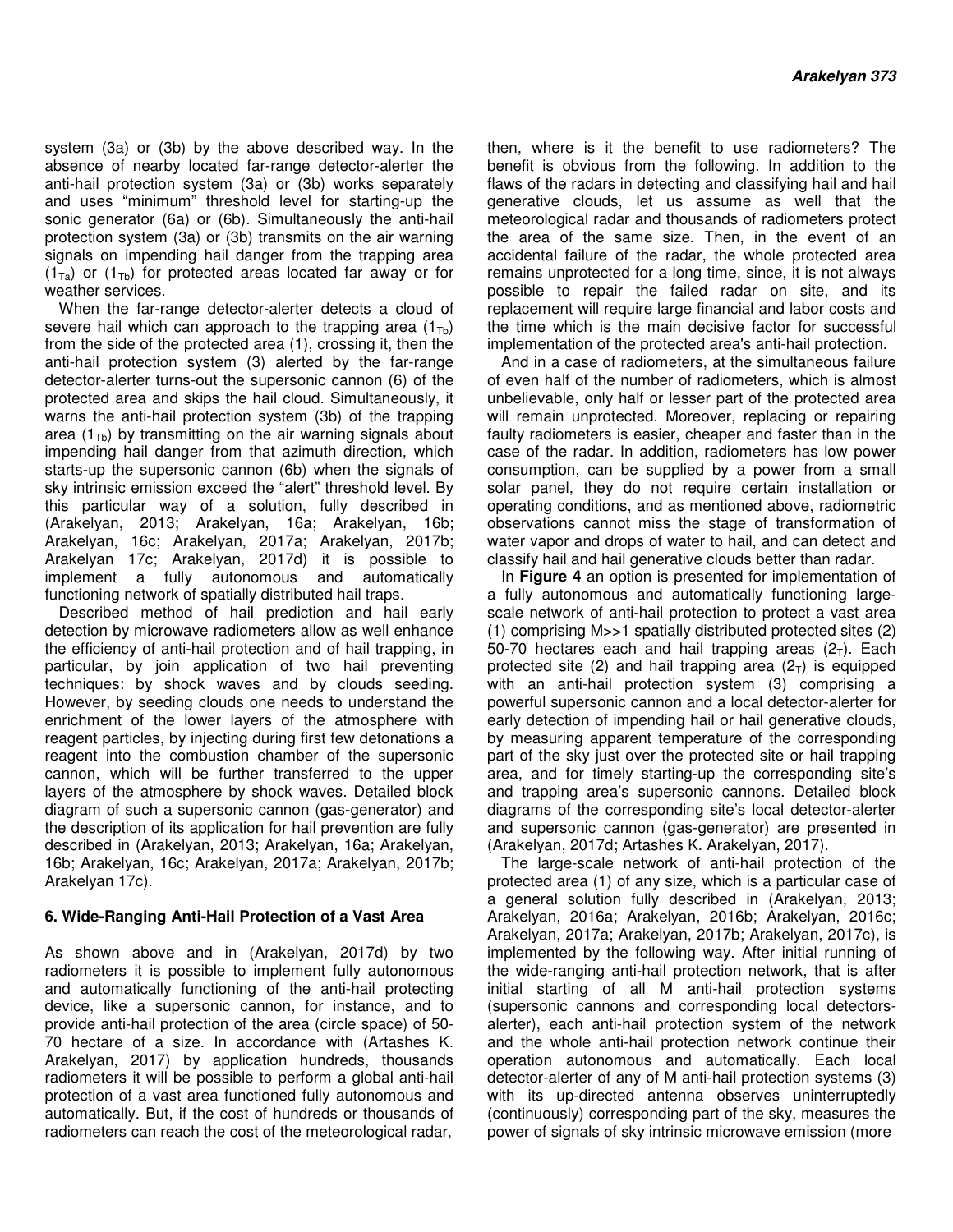system (3a) or (3b) by the above described way. In the absence of nearby located far-range detector-alerter the anti-hail protection system (3a) or (3b) works separately and uses "minimum" threshold level for starting-up the sonic generator (6a) or (6b). Simultaneously the anti-hail protection system (3a) or (3b) transmits on the air warning signals on impending hail danger from the trapping area ($1_{Ta}$) or ($1_{Tb}$) for protected areas located far away or for weather services.

When the far-range detector-alerter detects a cloud of severe hail which can approach to the trapping area ($1_{Tb}$) from the side of the protected area (1), crossing it, then the anti-hail protection system (3) alerted by the far-range detector-alerter turns-out the supersonic cannon (6) of the protected area and skips the hail cloud. Simultaneously, it warns the anti-hail protection system (3b) of the trapping area ($1_{Tb}$) by transmitting on the air warning signals about impending hail danger from that azimuth direction, which starts-up the supersonic cannon (6b) when the signals of sky intrinsic emission exceed the "alert" threshold level. By this particular way of a solution, fully described in (Arakelyan, 2013; Arakelyan, 16a; Arakelyan, 16b; Arakelyan, 16c; Arakelyan, 2017a; Arakelyan, 2017b; Arakelyan 17c; Arakelyan, 2017d) it is possible to implement a fully autonomous and automatically functioning network of spatially distributed hail traps.

Described method of hail prediction and hail early detection by microwave radiometers allow as well enhance the efficiency of anti-hail protection and of hail trapping, in particular, by join application of two hail preventing techniques: by shock waves and by clouds seeding. However, by seeding clouds one needs to understand the enrichment of the lower layers of the atmosphere with reagent particles, by injecting during first few detonations a reagent into the combustion chamber of the supersonic cannon, which will be further transferred to the upper layers of the atmosphere by shock waves. Detailed block diagram of such a supersonic cannon (gas-generator) and the description of its application for hail prevention are fully described in (Arakelyan, 2013; Arakelyan, 16a; Arakelyan, 16b; Arakelyan, 16c; Arakelyan, 2017a; Arakelyan, 2017b; Arakelyan 17c).

**6. Wide-Ranging Anti-Hail Protection of a Vast Area**

As shown above and in (Arakelyan, 2017d) by two radiometers it is possible to implement fully autonomous and automatically functioning of the anti-hail protecting device, like a supersonic cannon, for instance, and to provide anti-hail protection of the area (circle space) of 50-70 hectare of a size. In accordance with (Artashes K. Arakelyan, 2017) by application hundreds, thousands radiometers it will be possible to perform a global anti-hail protection of a vast area functioned fully autonomous and automatically. But, if the cost of hundreds or thousands of radiometers can reach the cost of the meteorological radar, then, where is it the benefit to use radiometers? The benefit is obvious from the following. In addition to the flaws of the radars in detecting and classifying hail and hail generative clouds, let us assume as well that the meteorological radar and thousands of radiometers protect the area of the same size. Then, in the event of an accidental failure of the radar, the whole protected area remains unprotected for a long time, since, it is not always possible to repair the failed radar on site, and its replacement will require large financial and labor costs and the time which is the main decisive factor for successful implementation of the protected area's anti-hail protection.

And in a case of radiometers, at the simultaneous failure of even half of the number of radiometers, which is almost unbelievable, only half or lesser part of the protected area will remain unprotected. Moreover, replacing or repairing faulty radiometers is easier, cheaper and faster than in the case of the radar. In addition, radiometers has low power consumption, can be supplied by a power from a small solar panel, they do not require certain installation or operating conditions, and as mentioned above, radiometric observations cannot miss the stage of transformation of water vapor and drops of water to hail, and can detect and classify hail and hail generative clouds better than radar.

In **Figure 4** an option is presented for implementation of a fully autonomous and automatically functioning large-scale network of anti-hail protection to protect a vast area (1) comprising M>>1 spatially distributed protected sites (2) 50-70 hectares each and hail trapping areas ($2_T$). Each protected site (2) and hail trapping area ($2_T$) is equipped with an anti-hail protection system (3) comprising a powerful supersonic cannon and a local detector-alerter for early detection of impending hail or hail generative clouds, by measuring apparent temperature of the corresponding part of the sky just over the protected site or hail trapping area, and for timely starting-up the corresponding site's and trapping area's supersonic cannons. Detailed block diagrams of the corresponding site's local detector-alerter and supersonic cannon (gas-generator) are presented in (Arakelyan, 2017d; Artashes K. Arakelyan, 2017).

The large-scale network of anti-hail protection of the protected area (1) of any size, which is a particular case of a general solution fully described in (Arakelyan, 2013; Arakelyan, 2016a; Arakelyan, 2016b; Arakelyan, 2016c; Arakelyan, 2017a; Arakelyan, 2017b; Arakelyan, 2017c), is implemented by the following way. After initial running of the wide-ranging anti-hail protection network, that is after initial starting of all M anti-hail protection systems (supersonic cannons and corresponding local detectors-alerter), each anti-hail protection system of the network and the whole anti-hail protection network continue their operation autonomous and automatically. Each local detector-alerter of any of M anti-hail protection systems (3) with its up-directed antenna observes uninterruptedly (continuously) corresponding part of the sky, measures the power of signals of sky intrinsic microwave emission (more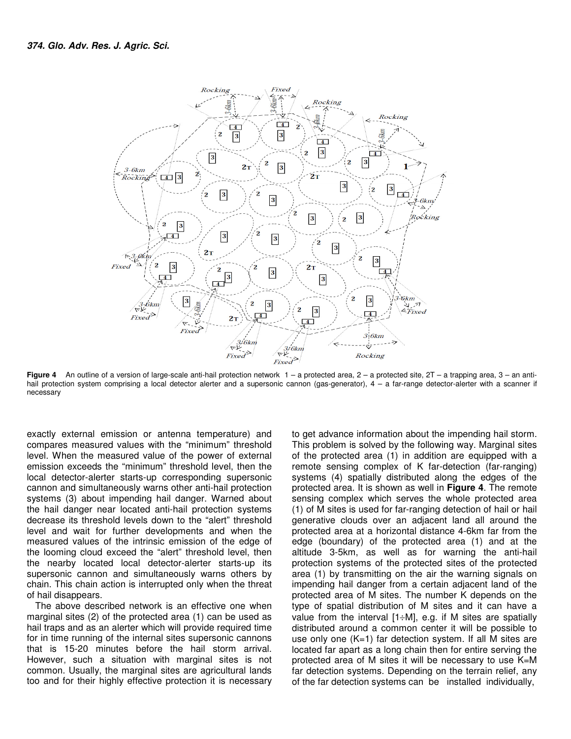**Figure 4** An outline of a version of large-scale anti-hail protection network 1 – a protected area, 2 – a protected site, 2T – a trapping area, 3 – an anti-hail protection system comprising a local detector alerter and a supersonic cannon (gas-generator), 4 – a far-range detector-alerter with a scanner if necessary

exactly external emission or antenna temperature) and compares measured values with the "minimum" threshold level. When the measured value of the power of external emission exceeds the "minimum" threshold level, then the local detector-alerter starts-up corresponding supersonic cannon and simultaneously warns other anti-hail protection systems (3) about impending hail danger. Warned about the hail danger near located anti-hail protection systems decrease its threshold levels down to the "alert" threshold level and wait for further developments and when the measured values of the intrinsic emission of the edge of the looming cloud exceed the "alert" threshold level, then the nearby located local detector-alerter starts-up its supersonic cannon and simultaneously warns others by chain. This chain action is interrupted only when the threat of hail disappears.

The above described network is an effective one when marginal sites (2) of the protected area (1) can be used as hail traps and as an alerter which will provide required time for in time running of the internal sites supersonic cannons that is 15-20 minutes before the hail storm arrival. However, such a situation with marginal sites is not common. Usually, the marginal sites are agricultural lands too and for their highly effective protection it is necessary to get advance information about the impending hail storm. This problem is solved by the following way. Marginal sites of the protected area (1) in addition are equipped with a remote sensing complex of K far-detection (far-ranging) systems (4) spatially distributed along the edges of the protected area. It is shown as well in **Figure 4**. The remote sensing complex which serves the whole protected area (1) of M sites is used for far-ranging detection of hail or hail generative clouds over an adjacent land all around the protected area at a horizontal distance 4-6km far from the edge (boundary) of the protected area (1) and at the altitude 3-5km, as well as for warning the anti-hail protection systems of the protected sites of the protected area (1) by transmitting on the air the warning signals on impending hail danger from a certain adjacent land of the protected area of M sites. The number K depends on the type of spatial distribution of M sites and it can have a value from the interval [1÷M], e.g. if M sites are spatially distributed around a common center it will be possible to use only one (K=1) far detection system. If all M sites are located far apart as a long chain then for entire serving the protected area of M sites it will be necessary to use K=M far detection systems. Depending on the terrain relief, any of the far detection systems can be installed individually,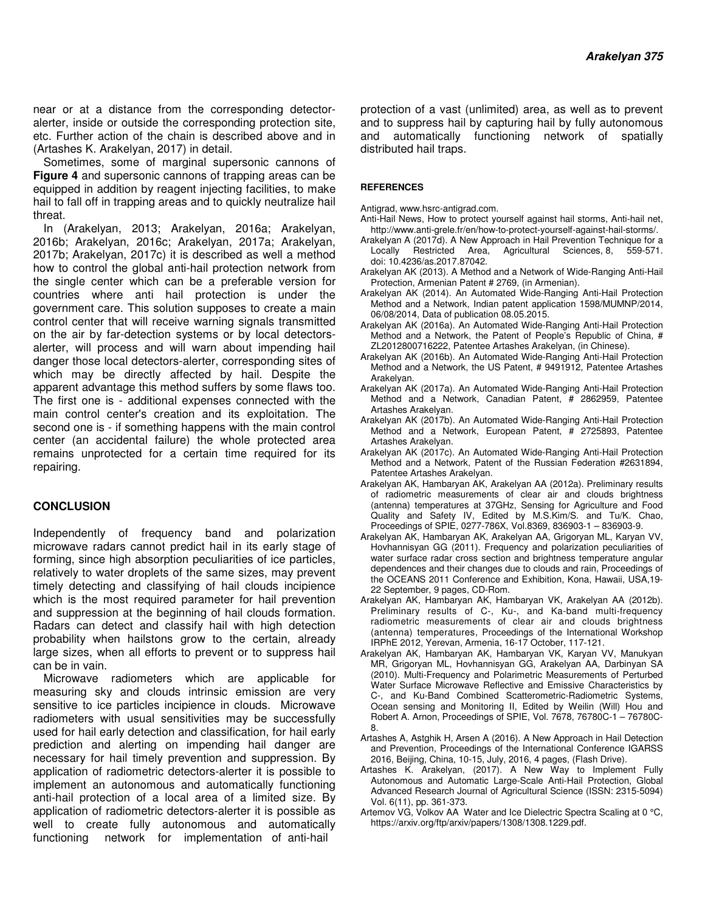near or at a distance from the corresponding detector-alerter, inside or outside the corresponding protection site, etc. Further action of the chain is described above and in (Artashes K. Arakelyan, 2017) in detail.

Sometimes, some of marginal supersonic cannons of **Figure 4** and supersonic cannons of trapping areas can be equipped in addition by reagent injecting facilities, to make hail to fall off in trapping areas and to quickly neutralize hail threat.

In (Arakelyan, 2013; Arakelyan, 2016a; Arakelyan, 2016b; Arakelyan, 2016c; Arakelyan, 2017a; Arakelyan, 2017b; Arakelyan, 2017c) it is described as well a method how to control the global anti-hail protection network from the single center which can be a preferable version for countries where anti hail protection is under the government care. This solution supposes to create a main control center that will receive warning signals transmitted on the air by far-detection systems or by local detectors-alerter, will process and will warn about impending hail danger those local detectors-alerter, corresponding sites of which may be directly affected by hail. Despite the apparent advantage this method suffers by some flaws too. The first one is - additional expenses connected with the main control center's creation and its exploitation. The second one is - if something happens with the main control center (an accidental failure) the whole protected area remains unprotected for a certain time required for its repairing.

## CONCLUSION

Independently of frequency band and polarization microwave radars cannot predict hail in its early stage of forming, since high absorption peculiarities of ice particles, relatively to water droplets of the same sizes, may prevent timely detecting and classifying of hail clouds incipience which is the most required parameter for hail prevention and suppression at the beginning of hail clouds formation. Radars can detect and classify hail with high detection probability when hailstons grow to the certain, already large sizes, when all efforts to prevent or to suppress hail can be in vain.

Microwave radiometers which are applicable for measuring sky and clouds intrinsic emission are very sensitive to ice particles incipience in clouds. Microwave radiometers with usual sensitivities may be successfully used for hail early detection and classification, for hail early prediction and alerting on impending hail danger are necessary for hail timely prevention and suppression. By application of radiometric detectors-alerter it is possible to implement an autonomous and automatically functioning anti-hail protection of a local area of a limited size. By application of radiometric detectors-alerter it is possible as well to create fully autonomous and automatically functioning network for implementation of anti-hail protection of a vast (unlimited) area, as well as to prevent and to suppress hail by capturing hail by fully autonomous and automatically functioning network of spatially distributed hail traps.

## REFERENCES

Antigrad, www.hsrc-antigrad.com.

Anti-Hail News, How to protect yourself against hail storms, Anti-hail net, http://www.anti-grele.fr/en/how-to-protect-yourself-against-hail-storms/.

Arakelyan A (2017d). A New Approach in Hail Prevention Technique for a Locally Restricted Area, Agricultural Sciences, 8, 559-571. doi: 10.4236/as.2017.87042.

Arakelyan AK (2013). A Method and a Network of Wide-Ranging Anti-Hail Protection, Armenian Patent # 2769, (in Armenian).

Arakelyan AK (2014). An Automated Wide-Ranging Anti-Hail Protection Method and a Network, Indian patent application 1598/MUMNP/2014, 06/08/2014, Data of publication 08.05.2015.

Arakelyan AK (2016a). An Automated Wide-Ranging Anti-Hail Protection Method and a Network, the Patent of People's Republic of China, # ZL2012800716222, Patentee Artashes Arakelyan, (in Chinese).

Arakelyan AK (2016b). An Automated Wide-Ranging Anti-Hail Protection Method and a Network, the US Patent, # 9491912, Patentee Artashes Arakelyan.

Arakelyan AK (2017a). An Automated Wide-Ranging Anti-Hail Protection Method and a Network, Canadian Patent, # 2862959, Patentee Artashes Arakelyan.

Arakelyan AK (2017b). An Automated Wide-Ranging Anti-Hail Protection Method and a Network, European Patent, # 2725893, Patentee Artashes Arakelyan.

Arakelyan AK (2017c). An Automated Wide-Ranging Anti-Hail Protection Method and a Network, Patent of the Russian Federation #2631894, Patentee Artashes Arakelyan.

Arakelyan AK, Hambaryan AK, Arakelyan AA (2012a). Preliminary results of radiometric measurements of clear air and clouds brightness (antenna) temperatures at 37GHz, Sensing for Agriculture and Food Quality and Safety IV, Edited by M.S.Kim/S. and Tu/K. Chao, Proceedings of SPIE, 0277-786X, Vol.8369, 836903-1 – 836903-9.

Arakelyan AK, Hambaryan AK, Arakelyan AA, Grigoryan ML, Karyan VV, Hovhannisyan GG (2011). Frequency and polarization peculiarities of water surface radar cross section and brightness temperature angular dependences and their changes due to clouds and rain, Proceedings of the OCEANS 2011 Conference and Exhibition, Kona, Hawaii, USA,19-22 September, 9 pages, CD-Rom.

Arakelyan AK, Hambaryan AK, Hambaryan VK, Arakelyan AA (2012b). Preliminary results of C-, Ku-, and Ka-band multi-frequency radiometric measurements of clear air and clouds brightness (antenna) temperatures, Proceedings of the International Workshop IRPhE 2012, Yerevan, Armenia, 16-17 October, 117-121.

Arakelyan AK, Hambaryan AK, Hambaryan VK, Karyan VV, Manukyan MR, Grigoryan ML, Hovhannisyan GG, Arakelyan AA, Darbinyan SA (2010). Multi-Frequency and Polarimetric Measurements of Perturbed Water Surface Microwave Reflective and Emissive Characteristics by C-, and Ku-Band Combined Scatterometric-Radiometric Systems, Ocean sensing and Monitoring II, Edited by Weilin (Will) Hou and Robert A. Arnon, Proceedings of SPIE, Vol. 7678, 76780C-1 – 76780C-8.

Artashes A, Astghik H, Arsen A (2016). A New Approach in Hail Detection and Prevention, Proceedings of the International Conference IGARSS 2016, Beijing, China, 10-15, July, 2016, 4 pages, (Flash Drive).

Artashes K. Arakelyan, (2017). A New Way to Implement Fully Autonomous and Automatic Large-Scale Anti-Hail Protection, Global Advanced Research Journal of Agricultural Science (ISSN: 2315-5094) Vol. 6(11), pp. 361-373.

Artemov VG, Volkov AA Water and Ice Dielectric Spectra Scaling at 0 °C, https://arxiv.org/ftp/arxiv/papers/1308/1308.1229.pdf.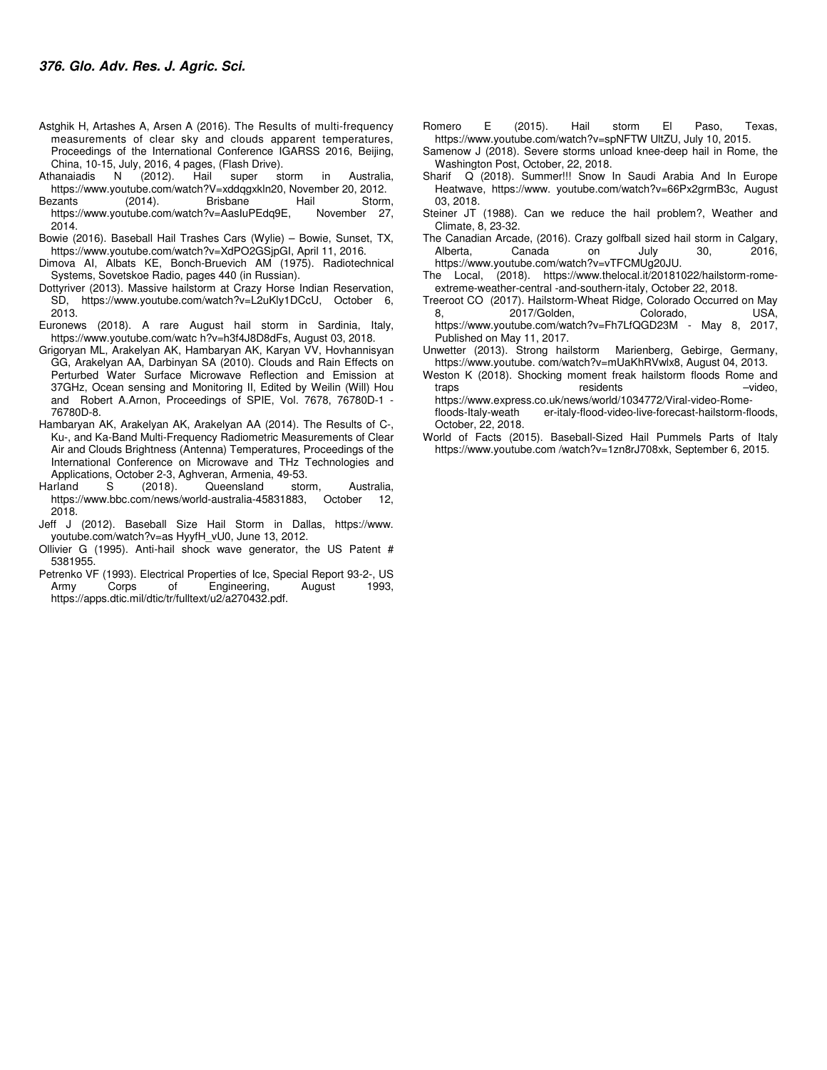Astghik H, Artashes A, Arsen A (2016). The Results of multi-frequency measurements of clear sky and clouds apparent temperatures, Proceedings of the International Conference IGARSS 2016, Beijing, China, 10-15, July, 2016, 4 pages, (Flash Drive).

Athanaiadis N (2012). Hail super storm in Australia, https://www.youtube.com/watch?V=xddqgxkln20, November 20, 2012.

Bezants (2014). Brisbane Hail Storm, https://www.youtube.com/watch?v=AasIuPEdq9E, November 27, 2014.

Bowie (2016). Baseball Hail Trashes Cars (Wylie) – Bowie, Sunset, TX, https://www.youtube.com/watch?v=XdPO2GSjpGI, April 11, 2016.

Dimova AI, Albats KE, Bonch-Bruevich AM (1975). Radiotechnical Systems, Sovetskoe Radio, pages 440 (in Russian).

Dottyriver (2013). Massive hailstorm at Crazy Horse Indian Reservation, SD, https://www.youtube.com/watch?v=L2uKly1DCcU, October 6, 2013.

Euronews (2018). A rare August hail storm in Sardinia, Italy, https://www.youtube.com/watc h?v=h3f4J8D8dFs, August 03, 2018.

Grigoryan ML, Arakelyan AK, Hambaryan AK, Karyan VV, Hovhannisyan GG, Arakelyan AA, Darbinyan SA (2010). Clouds and Rain Effects on Perturbed Water Surface Microwave Reflection and Emission at 37GHz, Ocean sensing and Monitoring II, Edited by Weilin (Will) Hou and Robert A.Arnon, Proceedings of SPIE, Vol. 7678, 76780D-1 - 76780D-8.

Hambaryan AK, Arakelyan AK, Arakelyan AA (2014). The Results of C-, Ku-, and Ka-Band Multi-Frequency Radiometric Measurements of Clear Air and Clouds Brightness (Antenna) Temperatures, Proceedings of the International Conference on Microwave and THz Technologies and Applications, October 2-3, Aghveran, Armenia, 49-53.

Harland S (2018). Queensland storm, Australia, https://www.bbc.com/news/world-australia-45831883, October 12, 2018.

Jeff J (2012). Baseball Size Hail Storm in Dallas, https://www. youtube.com/watch?v=as HyyfH_vU0, June 13, 2012.

Ollivier G (1995). Anti-hail shock wave generator, the US Patent # 5381955.

Petrenko VF (1993). Electrical Properties of Ice, Special Report 93-2-, US Army Corps of Engineering, August 1993, https://apps.dtic.mil/dtic/tr/fulltext/u2/a270432.pdf.

Romero E (2015). Hail storm El Paso, Texas, https://www.youtube.com/watch?v=spNFTW UltZU, July 10, 2015.

Samenow J (2018). Severe storms unload knee-deep hail in Rome, the Washington Post, October, 22, 2018.

Sharif Q (2018). Summer!!! Snow In Saudi Arabia And In Europe Heatwave, https://www. youtube.com/watch?v=66Px2grmB3c, August 03, 2018.

Steiner JT (1988). Can we reduce the hail problem?, Weather and Climate, 8, 23-32.

The Canadian Arcade, (2016). Crazy golfball sized hail storm in Calgary, Alberta, Canada on July 30, 2016, https://www.youtube.com/watch?v=vTFCMUg20JU.

The Local, (2018). https://www.thelocal.it/20181022/hailstorm-rome-extreme-weather-central -and-southern-italy, October 22, 2018.

Treeroot CO (2017). Hailstorm-Wheat Ridge, Colorado Occurred on May 8, 2017/Golden, Colorado, USA, https://www.youtube.com/watch?v=Fh7LfQGD23M - May 8, 2017, Published on May 11, 2017.

Unwetter (2013). Strong hailstorm Marienberg, Gebirge, Germany, https://www.youtube. com/watch?v=mUaKhRVwlx8, August 04, 2013.

Weston K (2018). Shocking moment freak hailstorm floods Rome and traps residents –video, https://www.express.co.uk/news/world/1034772/Viral-video-Rome-floods-Italy-weath er-italy-flood-video-live-forecast-hailstorm-floods, October, 22, 2018.

World of Facts (2015). Baseball-Sized Hail Pummels Parts of Italy https://www.youtube.com /watch?v=1zn8rJ708xk, September 6, 2015.